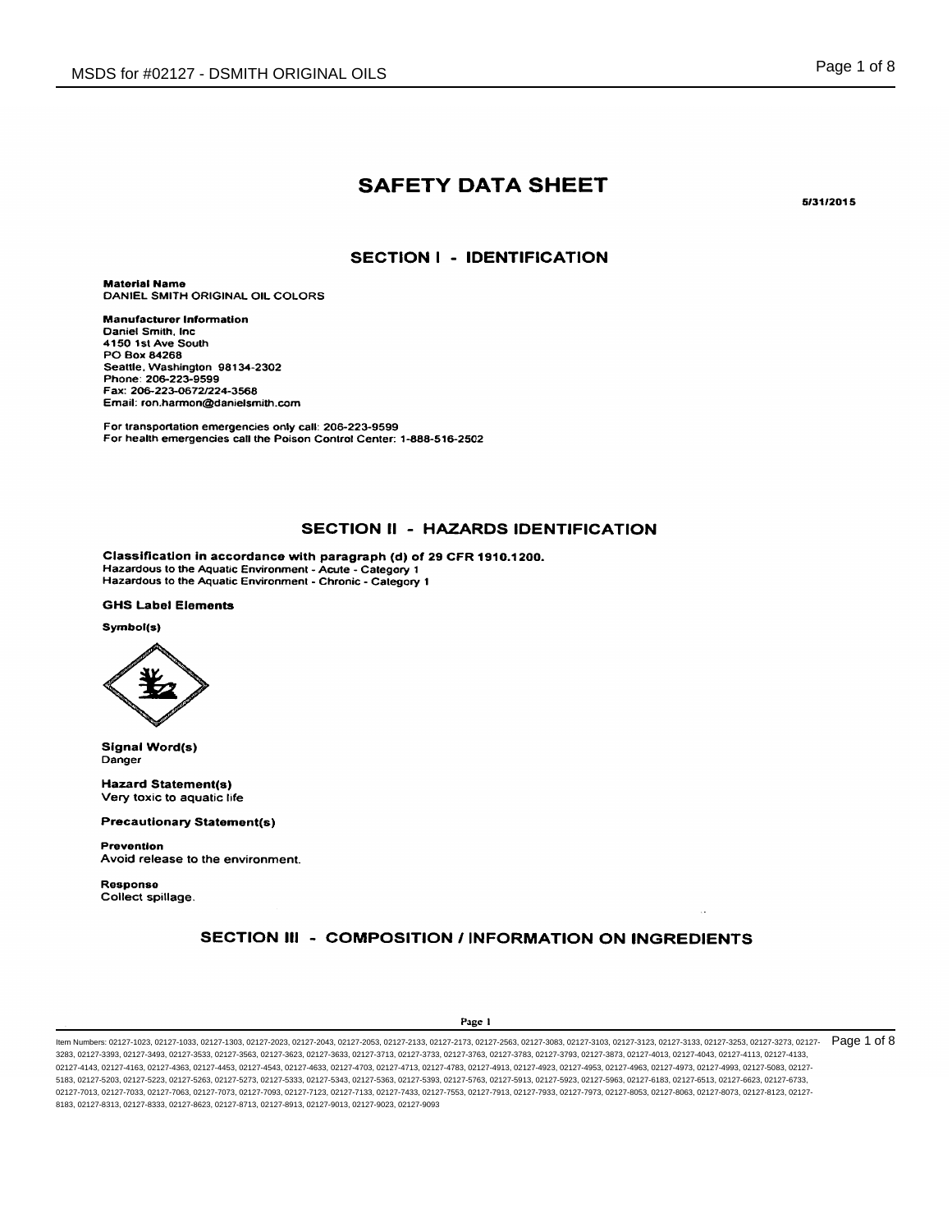# SAFETY DATA SHEET

5/31/2015

## SECTION I - IDENTIFICATION

**Material Name**
DANIEL SMITH ORIGINAL OIL COLORS

**Manufacturer Information**
Daniel Smith, Inc
4150 1st Ave South
PO Box 84268
Seattle, Washington 98134-2302
Phone: 206-223-9599
Fax: 206-223-0672/224-3568
Email: ron.harmon@danielsmith.com

For transportation emergencies only call: 206-223-9599
For health emergencies call the Poison Control Center: 1-888-516-2502

## SECTION II - HAZARDS IDENTIFICATION

**Classification in accordance with paragraph (d) of 29 CFR 1910.1200.**
Hazardous to the Aquatic Environment - Acute - Category 1
Hazardous to the Aquatic Environment - Chronic - Category 1

**GHS Label Elements**

**Symbol(s)**

**Signal Word(s)**
Danger

**Hazard Statement(s)**
Very toxic to aquatic life

**Precautionary Statement(s)**

**Prevention**
Avoid release to the environment.

**Response**
Collect spillage.

## SECTION III - COMPOSITION / INFORMATION ON INGREDIENTS

Item Numbers: 02127-1023, 02127-1033, 02127-1303, 02127-2023, 02127-2043, 02127-2053, 02127-2133, 02127-2173, 02127-2563, 02127-3083, 02127-3103, 02127-3123, 02127-3133, 02127-3253, 02127-3273, 02127-3283, 02127-3393, 02127-3493, 02127-3533, 02127-3563, 02127-3623, 02127-3633, 02127-3713, 02127-3733, 02127-3763, 02127-3783, 02127-3793, 02127-3873, 02127-4013, 02127-4043, 02127-4113, 02127-4133, 02127-4143, 02127-4163, 02127-4363, 02127-4453, 02127-4543, 02127-4633, 02127-4703, 02127-4713, 02127-4783, 02127-4913, 02127-4923, 02127-4953, 02127-4963, 02127-4973, 02127-4993, 02127-5083, 02127-5183, 02127-5203, 02127-5223, 02127-5263, 02127-5273, 02127-5333, 02127-5343, 02127-5363, 02127-5393, 02127-5763, 02127-5913, 02127-5923, 02127-5963, 02127-6183, 02127-6513, 02127-6623, 02127-6733, 02127-7013, 02127-7033, 02127-7063, 02127-7073, 02127-7093, 02127-7123, 02127-7133, 02127-7433, 02127-7553, 02127-7913, 02127-7933, 02127-7973, 02127-8053, 02127-8063, 02127-8073, 02127-8123, 02127-8183, 02127-8313, 02127-8333, 02127-8623, 02127-8713, 02127-8913, 02127-9013, 02127-9023, 02127-9093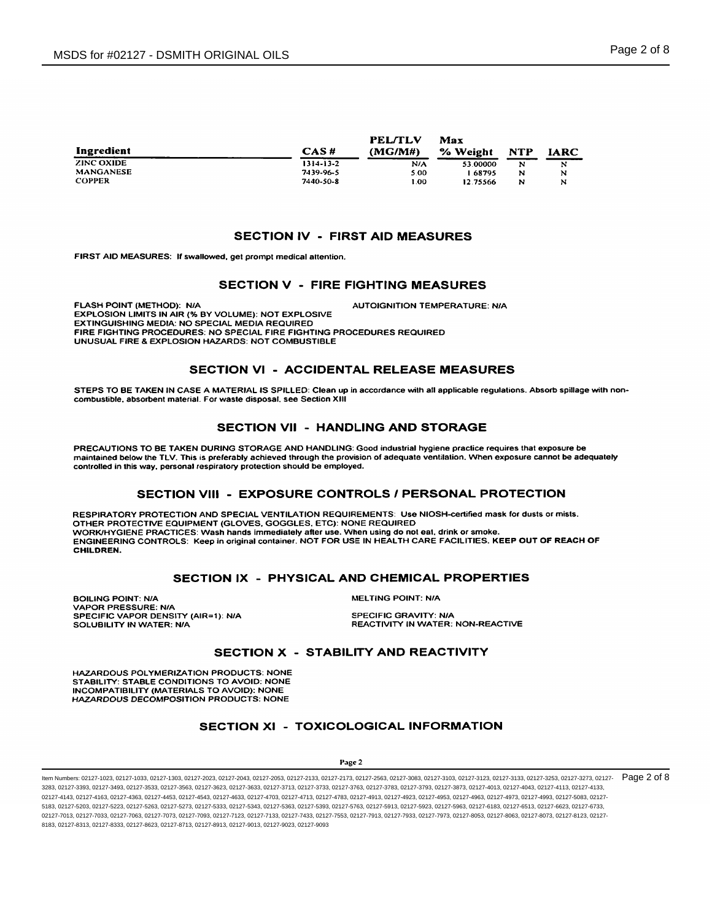| Ingredient | CAS # | PEL/TLV (MG/M#) | Max % Weight | NTP | IARC |
|---|---|---|---|---|---|
| ZINC OXIDE | 1314-13-2 | N/A | 53.00000 | N | N |
| MANGANESE | 7439-96-5 | 5.00 | 1.68795 | N | N |
| COPPER | 7440-50-8 | 1.00 | 12.75566 | N | N |

## SECTION IV - FIRST AID MEASURES

FIRST AID MEASURES: If swallowed, get prompt medical attention.

## SECTION V - FIRE FIGHTING MEASURES

FLASH POINT (METHOD): N/A

AUTOIGNITION TEMPERATURE: N/A

EXPLOSION LIMITS IN AIR (% BY VOLUME): NOT EXPLOSIVE

EXTINGUISHING MEDIA: NO SPECIAL MEDIA REQUIRED

FIRE FIGHTING PROCEDURES: NO SPECIAL FIRE FIGHTING PROCEDURES REQUIRED

UNUSUAL FIRE & EXPLOSION HAZARDS: NOT COMBUSTIBLE

## SECTION VI - ACCIDENTAL RELEASE MEASURES

STEPS TO BE TAKEN IN CASE A MATERIAL IS SPILLED: Clean up in accordance with all applicable regulations. Absorb spillage with non-combustible, absorbent material. For waste disposal, see Section XIII

## SECTION VII - HANDLING AND STORAGE

PRECAUTIONS TO BE TAKEN DURING STORAGE AND HANDLING: Good industrial hygiene practice requires that exposure be maintained below the TLV. This is preferably achieved through the provision of adequate ventilation. When exposure cannot be adequately controlled in this way, personal respiratory protection should be employed.

## SECTION VIII - EXPOSURE CONTROLS / PERSONAL PROTECTION

RESPIRATORY PROTECTION AND SPECIAL VENTILATION REQUIREMENTS: Use NIOSH-certified mask for dusts or mists.

OTHER PROTECTIVE EQUIPMENT (GLOVES, GOGGLES, ETC): NONE REQUIRED

WORK/HYGIENE PRACTICES: Wash hands immediately after use. When using do not eat, drink or smoke.

ENGINEERING CONTROLS: Keep in original container. NOT FOR USE IN HEALTH CARE FACILITIES. KEEP OUT OF REACH OF CHILDREN.

## SECTION IX - PHYSICAL AND CHEMICAL PROPERTIES

BOILING POINT: N/A

MELTING POINT: N/A

VAPOR PRESSURE: N/A

SPECIFIC VAPOR DENSITY (AIR=1): N/A

SPECIFIC GRAVITY: N/A

SOLUBILITY IN WATER: N/A

REACTIVITY IN WATER: NON-REACTIVE

## SECTION X - STABILITY AND REACTIVITY

HAZARDOUS POLYMERIZATION PRODUCTS: NONE

STABILITY: STABLE CONDITIONS TO AVOID: NONE

INCOMPATIBILITY (MATERIALS TO AVOID): NONE

*HAZARDOUS DECOMPOSITION PRODUCTS: NONE*

## SECTION XI - TOXICOLOGICAL INFORMATION

Item Numbers: 02127-1023, 02127-1033, 02127-1303, 02127-2023, 02127-2043, 02127-2053, 02127-2133, 02127-2173, 02127-2563, 02127-3083, 02127-3103, 02127-3123, 02127-3133, 02127-3253, 02127-3273, 02127-3283, 02127-3393, 02127-3493, 02127-3533, 02127-3563, 02127-3623, 02127-3633, 02127-3713, 02127-3733, 02127-3763, 02127-3783, 02127-3793, 02127-3873, 02127-4013, 02127-4043, 02127-4113, 02127-4133, 02127-4143, 02127-4163, 02127-4363, 02127-4453, 02127-4543, 02127-4633, 02127-4703, 02127-4713, 02127-4783, 02127-4913, 02127-4923, 02127-4953, 02127-4963, 02127-4973, 02127-4993, 02127-5083, 02127-5183, 02127-5203, 02127-5223, 02127-5263, 02127-5273, 02127-5333, 02127-5343, 02127-5363, 02127-5393, 02127-5763, 02127-5913, 02127-5923, 02127-5963, 02127-6183, 02127-6513, 02127-6623, 02127-6733, 02127-7013, 02127-7033, 02127-7063, 02127-7073, 02127-7093, 02127-7123, 02127-7133, 02127-7433, 02127-7553, 02127-7913, 02127-7933, 02127-7973, 02127-8053, 02127-8063, 02127-8073, 02127-8123, 02127-8183, 02127-8313, 02127-8333, 02127-8623, 02127-8713, 02127-8913, 02127-9013, 02127-9023, 02127-9093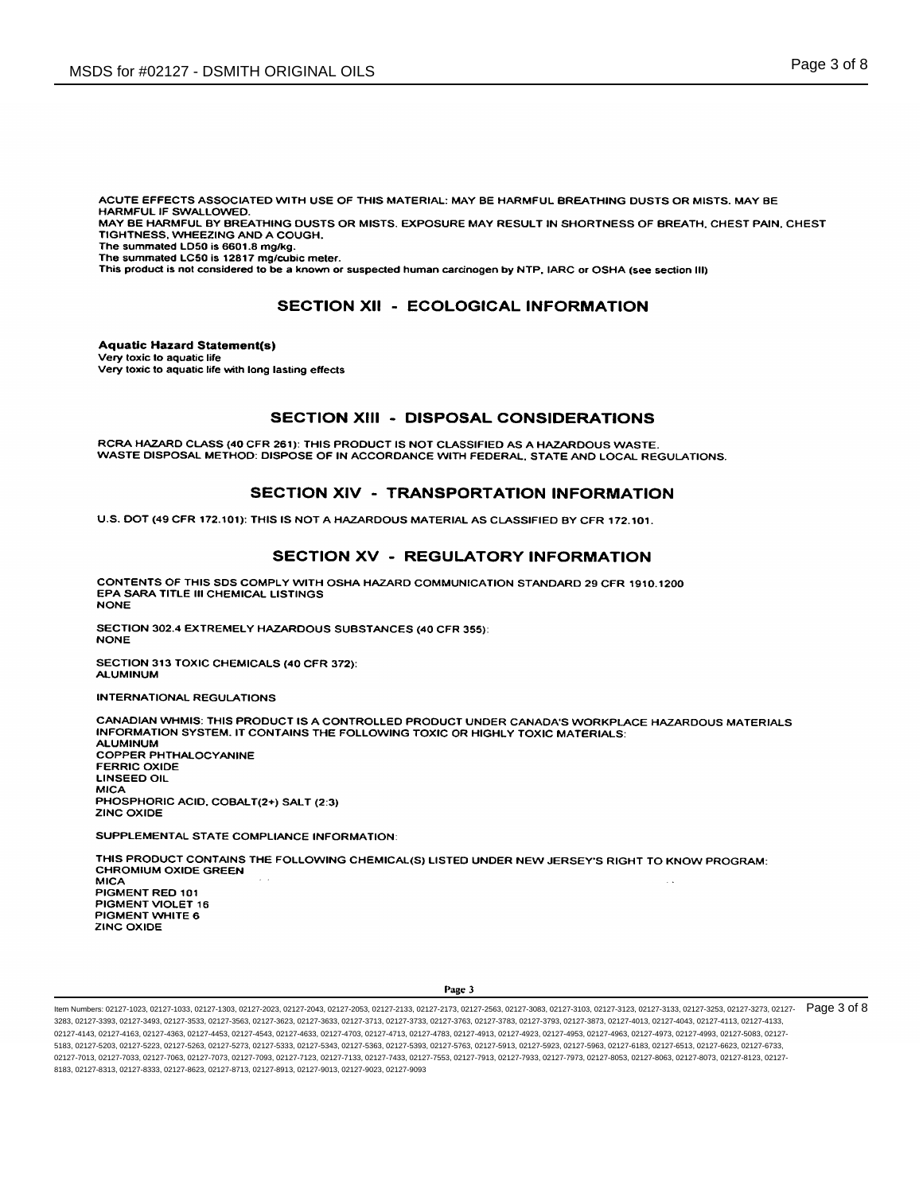ACUTE EFFECTS ASSOCIATED WITH USE OF THIS MATERIAL: MAY BE HARMFUL BREATHING DUSTS OR MISTS. MAY BE HARMFUL IF SWALLOWED.
MAY BE HARMFUL BY BREATHING DUSTS OR MISTS. EXPOSURE MAY RESULT IN SHORTNESS OF BREATH, CHEST PAIN, CHEST TIGHTNESS, WHEEZING AND A COUGH.
The summated LD50 is 6601.8 mg/kg.
The summated LC50 is 12817 mg/cubic meter.
This product is not considered to be a known or suspected human carcinogen by NTP, IARC or OSHA (see section III)

## SECTION XII - ECOLOGICAL INFORMATION

**Aquatic Hazard Statement(s)**
Very toxic to aquatic life
Very toxic to aquatic life with long lasting effects

## SECTION XIII - DISPOSAL CONSIDERATIONS

RCRA HAZARD CLASS (40 CFR 261): THIS PRODUCT IS NOT CLASSIFIED AS A HAZARDOUS WASTE.
WASTE DISPOSAL METHOD: DISPOSE OF IN ACCORDANCE WITH FEDERAL, STATE AND LOCAL REGULATIONS.

## SECTION XIV - TRANSPORTATION INFORMATION

U.S. DOT (49 CFR 172.101): THIS IS NOT A HAZARDOUS MATERIAL AS CLASSIFIED BY CFR 172.101.

## SECTION XV - REGULATORY INFORMATION

CONTENTS OF THIS SDS COMPLY WITH OSHA HAZARD COMMUNICATION STANDARD 29 CFR 1910.1200
EPA SARA TITLE III CHEMICAL LISTINGS
NONE

SECTION 302.4 EXTREMELY HAZARDOUS SUBSTANCES (40 CFR 355):
NONE

SECTION 313 TOXIC CHEMICALS (40 CFR 372):
ALUMINUM

INTERNATIONAL REGULATIONS

CANADIAN WHMIS: THIS PRODUCT IS A CONTROLLED PRODUCT UNDER CANADA'S WORKPLACE HAZARDOUS MATERIALS INFORMATION SYSTEM. IT CONTAINS THE FOLLOWING TOXIC OR HIGHLY TOXIC MATERIALS:
ALUMINUM
COPPER PHTHALOCYANINE
FERRIC OXIDE
LINSEED OIL
MICA
PHOSPHORIC ACID, COBALT(2+) SALT (2:3)
ZINC OXIDE

SUPPLEMENTAL STATE COMPLIANCE INFORMATION:

THIS PRODUCT CONTAINS THE FOLLOWING CHEMICAL(S) LISTED UNDER NEW JERSEY'S RIGHT TO KNOW PROGRAM:
CHROMIUM OXIDE GREEN
MICA
PIGMENT RED 101
PIGMENT VIOLET 16
PIGMENT WHITE 6
ZINC OXIDE

Item Numbers: 02127-1023, 02127-1033, 02127-1303, 02127-2023, 02127-2043, 02127-2053, 02127-2133, 02127-2173, 02127-2563, 02127-3083, 02127-3103, 02127-3123, 02127-3133, 02127-3253, 02127-3273, 02127-3283, 02127-3393, 02127-3493, 02127-3533, 02127-3563, 02127-3623, 02127-3633, 02127-3713, 02127-3733, 02127-3763, 02127-3783, 02127-3793, 02127-3873, 02127-4013, 02127-4043, 02127-4113, 02127-4133, 02127-4143, 02127-4163, 02127-4363, 02127-4453, 02127-4543, 02127-4633, 02127-4703, 02127-4713, 02127-4783, 02127-4913, 02127-4923, 02127-4953, 02127-4963, 02127-4973, 02127-4993, 02127-5083, 02127-5183, 02127-5203, 02127-5223, 02127-5263, 02127-5273, 02127-5333, 02127-5343, 02127-5363, 02127-5393, 02127-5763, 02127-5913, 02127-5923, 02127-5963, 02127-6183, 02127-6513, 02127-6623, 02127-6733, 02127-7013, 02127-7033, 02127-7063, 02127-7073, 02127-7093, 02127-7123, 02127-7133, 02127-7433, 02127-7553, 02127-7913, 02127-7933, 02127-7973, 02127-8053, 02127-8063, 02127-8073, 02127-8123, 02127-8183, 02127-8313, 02127-8333, 02127-8623, 02127-8713, 02127-8913, 02127-9013, 02127-9023, 02127-9093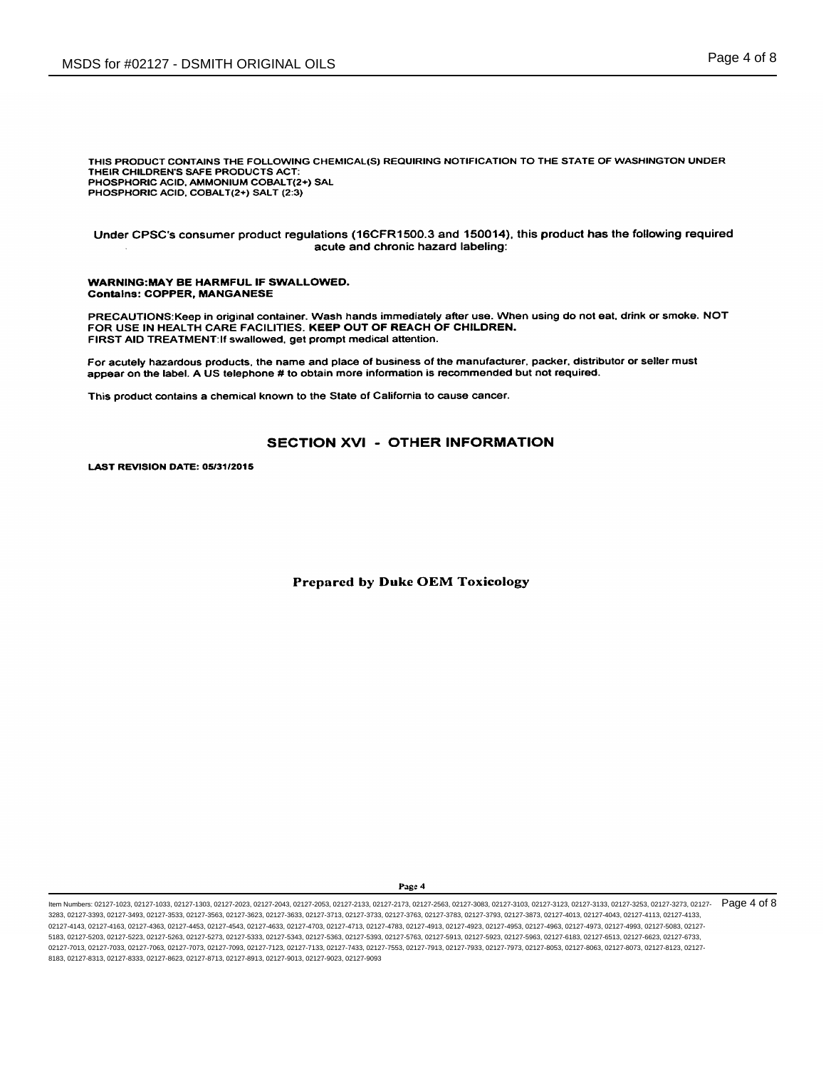THIS PRODUCT CONTAINS THE FOLLOWING CHEMICAL(S) REQUIRING NOTIFICATION TO THE STATE OF WASHINGTON UNDER THEIR CHILDREN'S SAFE PRODUCTS ACT:
PHOSPHORIC ACID, AMMONIUM COBALT(2+) SAL
PHOSPHORIC ACID, COBALT(2+) SALT (2:3)

Under CPSC's consumer product regulations (16CFR1500.3 and 150014), this product has the following required acute and chronic hazard labeling:

**WARNING:MAY BE HARMFUL IF SWALLOWED.**
**Contains: COPPER, MANGANESE**

PRECAUTIONS:Keep in original container. Wash hands immediately after use. When using do not eat, drink or smoke. NOT FOR USE IN HEALTH CARE FACILITIES. **KEEP OUT OF REACH OF CHILDREN.**
FIRST AID TREATMENT:If swallowed, get prompt medical attention.

For acutely hazardous products, the name and place of business of the manufacturer, packer, distributor or seller must appear on the label. A US telephone # to obtain more information is recommended but not required.

This product contains a chemical known to the State of California to cause cancer.

## SECTION XVI - OTHER INFORMATION

**LAST REVISION DATE: 05/31/2015**

**Prepared by Duke OEM Toxicology**

Item Numbers: 02127-1023, 02127-1033, 02127-1303, 02127-2023, 02127-2043, 02127-2053, 02127-2133, 02127-2173, 02127-2563, 02127-3083, 02127-3103, 02127-3123, 02127-3133, 02127-3253, 02127-3273, 02127-3283, 02127-3393, 02127-3493, 02127-3533, 02127-3563, 02127-3623, 02127-3633, 02127-3713, 02127-3733, 02127-3763, 02127-3783, 02127-3793, 02127-3873, 02127-4013, 02127-4043, 02127-4113, 02127-4133, 02127-4143, 02127-4163, 02127-4363, 02127-4453, 02127-4543, 02127-4633, 02127-4703, 02127-4713, 02127-4783, 02127-4913, 02127-4923, 02127-4953, 02127-4963, 02127-4973, 02127-4993, 02127-5083, 02127-5183, 02127-5203, 02127-5223, 02127-5263, 02127-5273, 02127-5333, 02127-5343, 02127-5363, 02127-5393, 02127-5763, 02127-5913, 02127-5923, 02127-5963, 02127-6183, 02127-6513, 02127-6623, 02127-6733, 02127-7013, 02127-7033, 02127-7063, 02127-7073, 02127-7093, 02127-7123, 02127-7133, 02127-7433, 02127-7553, 02127-7913, 02127-7933, 02127-7973, 02127-8053, 02127-8063, 02127-8073, 02127-8123, 02127-8183, 02127-8313, 02127-8333, 02127-8623, 02127-8713, 02127-8913, 02127-9013, 02127-9023, 02127-9093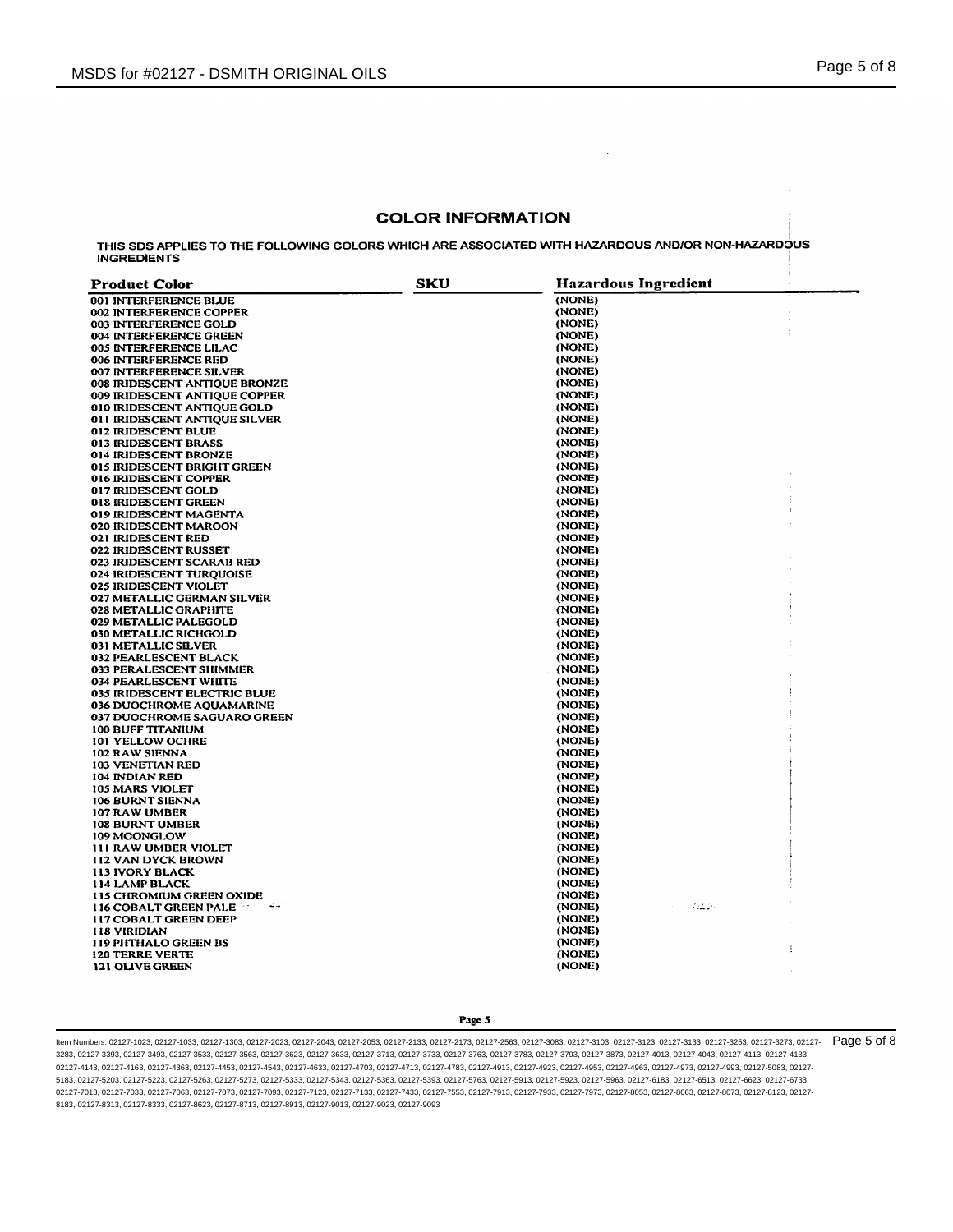## COLOR INFORMATION

THIS SDS APPLIES TO THE FOLLOWING COLORS WHICH ARE ASSOCIATED WITH HAZARDOUS AND/OR NON-HAZARDOUS INGREDIENTS

| Product Color | SKU | Hazardous Ingredient |
|---|---|---|
| 001 INTERFERENCE BLUE | | (NONE) |
| 002 INTERFERENCE COPPER | | (NONE) |
| 003 INTERFERENCE GOLD | | (NONE) |
| 004 INTERFERENCE GREEN | | (NONE) |
| 005 INTERFERENCE LILAC | | (NONE) |
| 006 INTERFERENCE RED | | (NONE) |
| 007 INTERFERENCE SILVER | | (NONE) |
| 008 IRIDESCENT ANTIQUE BRONZE | | (NONE) |
| 009 IRIDESCENT ANTIQUE COPPER | | (NONE) |
| 010 IRIDESCENT ANTIQUE GOLD | | (NONE) |
| 011 IRIDESCENT ANTIQUE SILVER | | (NONE) |
| 012 IRIDESCENT BLUE | | (NONE) |
| 013 IRIDESCENT BRASS | | (NONE) |
| 014 IRIDESCENT BRONZE | | (NONE) |
| 015 IRIDESCENT BRIGHT GREEN | | (NONE) |
| 016 IRIDESCENT COPPER | | (NONE) |
| 017 IRIDESCENT GOLD | | (NONE) |
| 018 IRIDESCENT GREEN | | (NONE) |
| 019 IRIDESCENT MAGENTA | | (NONE) |
| 020 IRIDESCENT MAROON | | (NONE) |
| 021 IRIDESCENT RED | | (NONE) |
| 022 IRIDESCENT RUSSET | | (NONE) |
| 023 IRIDESCENT SCARAB RED | | (NONE) |
| 024 IRIDESCENT TURQUOISE | | (NONE) |
| 025 IRIDESCENT VIOLET | | (NONE) |
| 027 METALLIC GERMAN SILVER | | (NONE) |
| 028 METALLIC GRAPHITE | | (NONE) |
| 029 METALLIC PALEGOLD | | (NONE) |
| 030 METALLIC RICHGOLD | | (NONE) |
| 031 METALLIC SILVER | | (NONE) |
| 032 PEARLESCENT BLACK | | (NONE) |
| 033 PERALESCENT SHIMMER | | (NONE) |
| 034 PEARLESCENT WHITE | | (NONE) |
| 035 IRIDESCENT ELECTRIC BLUE | | (NONE) |
| 036 DUOCHROME AQUAMARINE | | (NONE) |
| 037 DUOCHROME SAGUARO GREEN | | (NONE) |
| 100 BUFF TITANIUM | | (NONE) |
| 101 YELLOW OCHRE | | (NONE) |
| 102 RAW SIENNA | | (NONE) |
| 103 VENETIAN RED | | (NONE) |
| 104 INDIAN RED | | (NONE) |
| 105 MARS VIOLET | | (NONE) |
| 106 BURNT SIENNA | | (NONE) |
| 107 RAW UMBER | | (NONE) |
| 108 BURNT UMBER | | (NONE) |
| 109 MOONGLOW | | (NONE) |
| 111 RAW UMBER VIOLET | | (NONE) |
| 112 VAN DYCK BROWN | | (NONE) |
| 113 IVORY BLACK | | (NONE) |
| 114 LAMP BLACK | | (NONE) |
| 115 CHROMIUM GREEN OXIDE | | (NONE) |
| 116 COBALT GREEN PALE | | (NONE) |
| 117 COBALT GREEN DEEP | | (NONE) |
| 118 VIRIDIAN | | (NONE) |
| 119 PHTHALO GREEN BS | | (NONE) |
| 120 TERRE VERTE | | (NONE) |
| 121 OLIVE GREEN | | (NONE) |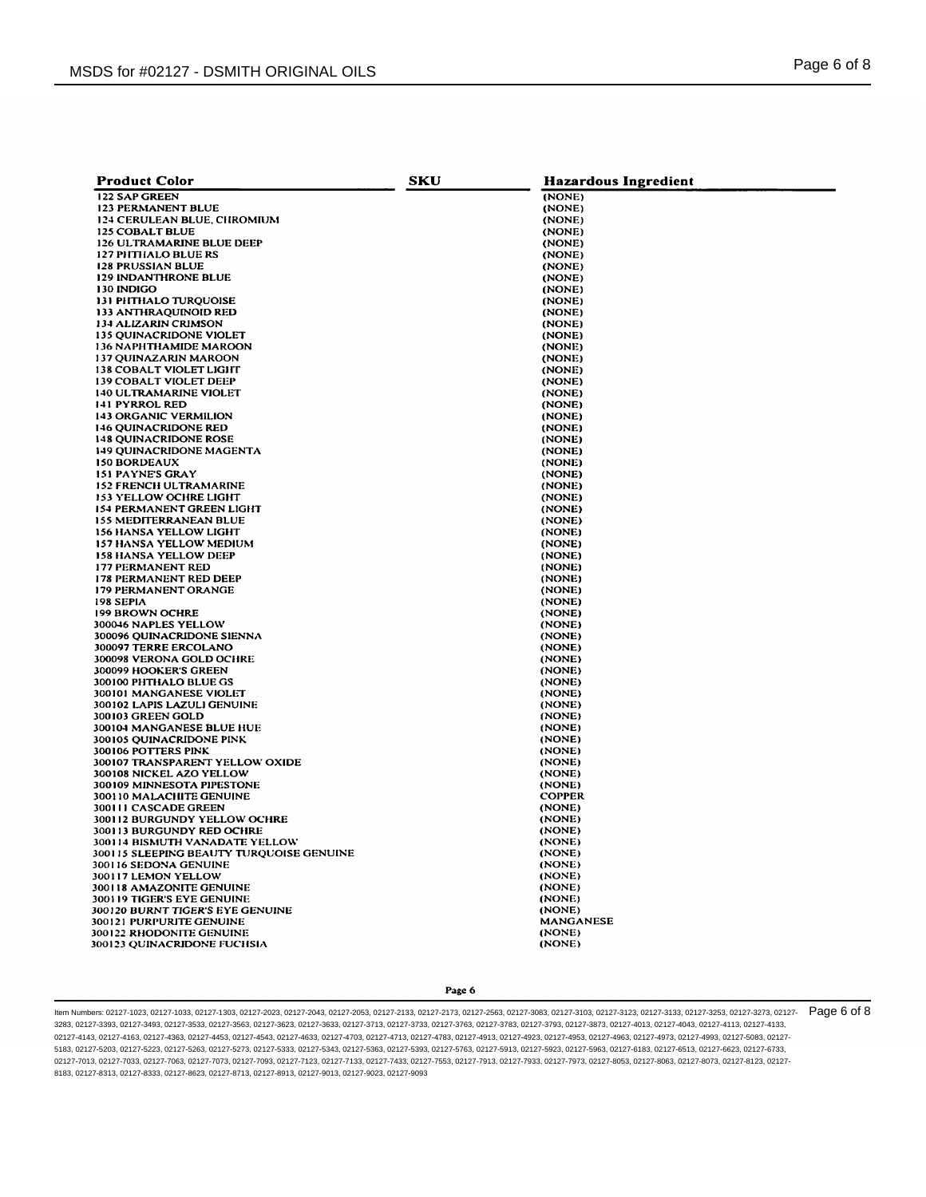| Product Color | SKU | Hazardous Ingredient |
|---|---|---|
| 122 SAP GREEN | | (NONE) |
| 123 PERMANENT BLUE | | (NONE) |
| 124 CERULEAN BLUE, CHROMIUM | | (NONE) |
| 125 COBALT BLUE | | (NONE) |
| 126 ULTRAMARINE BLUE DEEP | | (NONE) |
| 127 PHTHALO BLUE RS | | (NONE) |
| 128 PRUSSIAN BLUE | | (NONE) |
| 129 INDANTHRONE BLUE | | (NONE) |
| 130 INDIGO | | (NONE) |
| 131 PHTHALO TURQUOISE | | (NONE) |
| 133 ANTHRAQUINOID RED | | (NONE) |
| 134 ALIZARIN CRIMSON | | (NONE) |
| 135 QUINACRIDONE VIOLET | | (NONE) |
| 136 NAPHTHAMIDE MAROON | | (NONE) |
| 137 QUINAZARIN MAROON | | (NONE) |
| 138 COBALT VIOLET LIGHT | | (NONE) |
| 139 COBALT VIOLET DEEP | | (NONE) |
| 140 ULTRAMARINE VIOLET | | (NONE) |
| 141 PYRROL RED | | (NONE) |
| 143 ORGANIC VERMILION | | (NONE) |
| 146 QUINACRIDONE RED | | (NONE) |
| 148 QUINACRIDONE ROSE | | (NONE) |
| 149 QUINACRIDONE MAGENTA | | (NONE) |
| 150 BORDEAUX | | (NONE) |
| 151 PAYNE'S GRAY | | (NONE) |
| 152 FRENCH ULTRAMARINE | | (NONE) |
| 153 YELLOW OCHRE LIGHT | | (NONE) |
| 154 PERMANENT GREEN LIGHT | | (NONE) |
| 155 MEDITERRANEAN BLUE | | (NONE) |
| 156 HANSA YELLOW LIGHT | | (NONE) |
| 157 HANSA YELLOW MEDIUM | | (NONE) |
| 158 HANSA YELLOW DEEP | | (NONE) |
| 177 PERMANENT RED | | (NONE) |
| 178 PERMANENT RED DEEP | | (NONE) |
| 179 PERMANENT ORANGE | | (NONE) |
| 198 SEPIA | | (NONE) |
| 199 BROWN OCHRE | | (NONE) |
| 300046 NAPLES YELLOW | | (NONE) |
| 300096 QUINACRIDONE SIENNA | | (NONE) |
| 300097 TERRE ERCOLANO | | (NONE) |
| 300098 VERONA GOLD OCHRE | | (NONE) |
| 300099 HOOKER'S GREEN | | (NONE) |
| 300100 PHTHALO BLUE GS | | (NONE) |
| 300101 MANGANESE VIOLET | | (NONE) |
| 300102 LAPIS LAZULI GENUINE | | (NONE) |
| 300103 GREEN GOLD | | (NONE) |
| 300104 MANGANESE BLUE HUE | | (NONE) |
| 300105 QUINACRIDONE PINK | | (NONE) |
| 300106 POTTERS PINK | | (NONE) |
| 300107 TRANSPARENT YELLOW OXIDE | | (NONE) |
| 300108 NICKEL AZO YELLOW | | (NONE) |
| 300109 MINNESOTA PIPESTONE | | (NONE) |
| 300110 MALACHITE GENUINE | | COPPER |
| 300111 CASCADE GREEN | | (NONE) |
| 300112 BURGUNDY YELLOW OCHRE | | (NONE) |
| 300113 BURGUNDY RED OCHRE | | (NONE) |
| 300114 BISMUTH VANADATE YELLOW | | (NONE) |
| 300115 SLEEPING BEAUTY TURQUOISE GENUINE | | (NONE) |
| 300116 SEDONA GENUINE | | (NONE) |
| 300117 LEMON YELLOW | | (NONE) |
| 300118 AMAZONITE GENUINE | | (NONE) |
| 300119 TIGER'S EYE GENUINE | | (NONE) |
| 300120 BURNT TIGER'S EYE GENUINE | | (NONE) |
| 300121 PURPURITE GENUINE | | MANGANESE |
| 300122 RHODONITE GENUINE | | (NONE) |
| 300123 QUINACRIDONE FUCHSIA | | (NONE) |

Item Numbers: 02127-1023, 02127-1033, 02127-1303, 02127-2023, 02127-2043, 02127-2053, 02127-2133, 02127-2173, 02127-2563, 02127-3083, 02127-3103, 02127-3123, 02127-3133, 02127-3253, 02127-3273, 02127-3283, 02127-3393, 02127-3493, 02127-3533, 02127-3563, 02127-3623, 02127-3633, 02127-3713, 02127-3733, 02127-3763, 02127-3783, 02127-3793, 02127-3873, 02127-4013, 02127-4043, 02127-4113, 02127-4133, 02127-4143, 02127-4163, 02127-4363, 02127-4453, 02127-4543, 02127-4633, 02127-4703, 02127-4713, 02127-4783, 02127-4913, 02127-4923, 02127-4953, 02127-4963, 02127-4973, 02127-4993, 02127-5083, 02127-5183, 02127-5203, 02127-5223, 02127-5263, 02127-5273, 02127-5333, 02127-5343, 02127-5363, 02127-5393, 02127-5763, 02127-5913, 02127-5923, 02127-5963, 02127-6183, 02127-6513, 02127-6623, 02127-6733, 02127-7013, 02127-7033, 02127-7063, 02127-7073, 02127-7093, 02127-7123, 02127-7133, 02127-7433, 02127-7553, 02127-7913, 02127-7933, 02127-7973, 02127-8053, 02127-8063, 02127-8073, 02127-8123, 02127-8183, 02127-8313, 02127-8333, 02127-8623, 02127-8713, 02127-8913, 02127-9013, 02127-9023, 02127-9093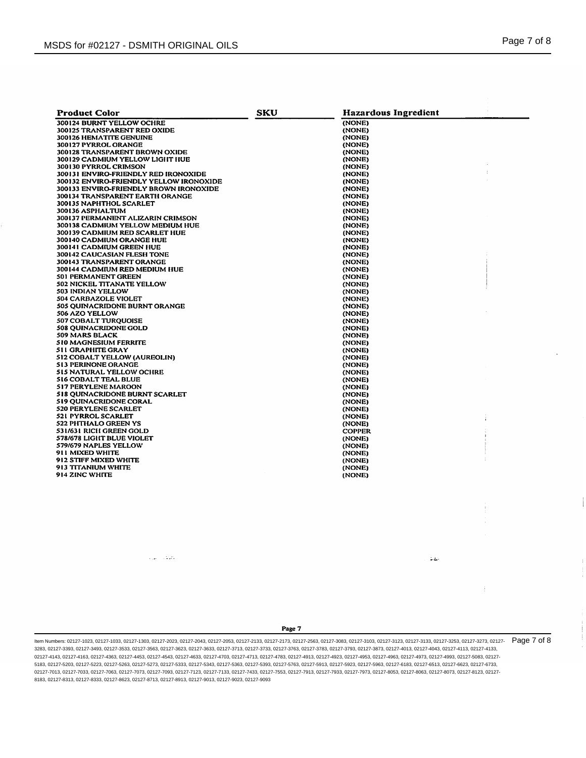| Product Color | SKU | Hazardous Ingredient |
|---|---|---|
| 300124 BURNT YELLOW OCHRE | | (NONE) |
| 300125 TRANSPARENT RED OXIDE | | (NONE) |
| 300126 HEMATITE GENUINE | | (NONE) |
| 300127 PYRROL ORANGE | | (NONE) |
| 300128 TRANSPARENT BROWN OXIDE | | (NONE) |
| 300129 CADMIUM YELLOW LIGHT HUE | | (NONE) |
| 300130 PYRROL CRIMSON | | (NONE) |
| 300131 ENVIRO-FRIENDLY RED IRONOXIDE | | (NONE) |
| 300132 ENVIRO-FRIENDLY YELLOW IRONOXIDE | | (NONE) |
| 300133 ENVIRO-FRIENDLY BROWN IRONOXIDE | | (NONE) |
| 300134 TRANSPARENT EARTH ORANGE | | (NONE) |
| 300135 NAPHTHOL SCARLET | | (NONE) |
| 300136 ASPHALTUM | | (NONE) |
| 300137 PERMANENT ALIZARIN CRIMSON | | (NONE) |
| 300138 CADMIUM YELLOW MEDIUM HUE | | (NONE) |
| 300139 CADMIUM RED SCARLET HUE | | (NONE) |
| 300140 CADMIUM ORANGE HUE | | (NONE) |
| 300141 CADMIUM GREEN HUE | | (NONE) |
| 300142 CAUCASIAN FLESH TONE | | (NONE) |
| 300143 TRANSPARENT ORANGE | | (NONE) |
| 300144 CADMIUM RED MEDIUM HUE | | (NONE) |
| 501 PERMANENT GREEN | | (NONE) |
| 502 NICKEL TITANATE YELLOW | | (NONE) |
| 503 INDIAN YELLOW | | (NONE) |
| 504 CARBAZOLE VIOLET | | (NONE) |
| 505 QUINACRIDONE BURNT ORANGE | | (NONE) |
| 506 AZO YELLOW | | (NONE) |
| 507 COBALT TURQUOISE | | (NONE) |
| 508 QUINACRIDONE GOLD | | (NONE) |
| 509 MARS BLACK | | (NONE) |
| 510 MAGNESIUM FERRITE | | (NONE) |
| 511 GRAPHITE GRAY | | (NONE) |
| 512 COBALT YELLOW (AUREOLIN) | | (NONE) |
| 513 PERINONE ORANGE | | (NONE) |
| 515 NATURAL YELLOW OCHRE | | (NONE) |
| 516 COBALT TEAL BLUE | | (NONE) |
| 517 PERYLENE MAROON | | (NONE) |
| 518 QUINACRIDONE BURNT SCARLET | | (NONE) |
| 519 QUINACRIDONE CORAL | | (NONE) |
| 520 PERYLENE SCARLET | | (NONE) |
| 521 PYRROL SCARLET | | (NONE) |
| 522 PHTHALO GREEN YS | | (NONE) |
| 531/631 RICH GREEN GOLD | | COPPER |
| 578/678 LIGHT BLUE VIOLET | | (NONE) |
| 579/679 NAPLES YELLOW | | (NONE) |
| 911 MIXED WHITE | | (NONE) |
| 912 STIFF MIXED WHITE | | (NONE) |
| 913 TITANIUM WHITE | | (NONE) |
| 914 ZINC WHITE | | (NONE) |

Item Numbers: 02127-1023, 02127-1033, 02127-1303, 02127-2023, 02127-2043, 02127-2053, 02127-2133, 02127-2173, 02127-2563, 02127-3083, 02127-3103, 02127-3123, 02127-3133, 02127-3253, 02127-3273, 02127-3283, 02127-3393, 02127-3493, 02127-3533, 02127-3563, 02127-3623, 02127-3633, 02127-3713, 02127-3733, 02127-3763, 02127-3783, 02127-3793, 02127-3873, 02127-4013, 02127-4043, 02127-4113, 02127-4133, 02127-4143, 02127-4163, 02127-4363, 02127-4453, 02127-4543, 02127-4633, 02127-4703, 02127-4713, 02127-4783, 02127-4913, 02127-4923, 02127-4953, 02127-4963, 02127-4973, 02127-4993, 02127-5083, 02127-5183, 02127-5203, 02127-5223, 02127-5263, 02127-5273, 02127-5333, 02127-5343, 02127-5363, 02127-5393, 02127-5763, 02127-5913, 02127-5923, 02127-5963, 02127-6183, 02127-6513, 02127-6623, 02127-6733, 02127-7013, 02127-7033, 02127-7063, 02127-7073, 02127-7093, 02127-7123, 02127-7133, 02127-7433, 02127-7553, 02127-7913, 02127-7933, 02127-7973, 02127-8053, 02127-8063, 02127-8073, 02127-8123, 02127-8183, 02127-8313, 02127-8333, 02127-8623, 02127-8713, 02127-8913, 02127-9013, 02127-9023, 02127-9093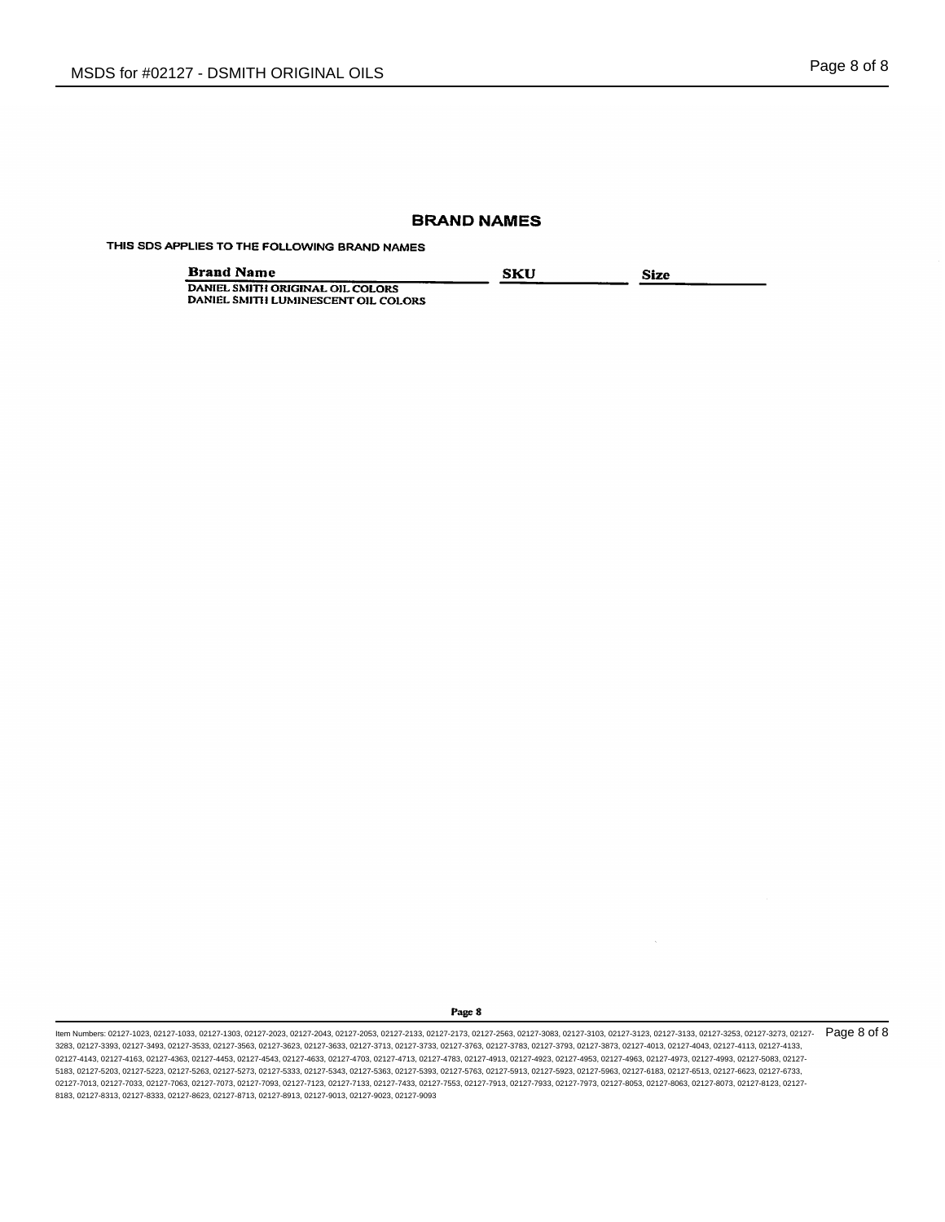## BRAND NAMES

THIS SDS APPLIES TO THE FOLLOWING BRAND NAMES

| Brand Name | SKU | Size |
|---|---|---|
| DANIEL SMITH ORIGINAL OIL COLORS | | |
| DANIEL SMITH LUMINESCENT OIL COLORS | | |